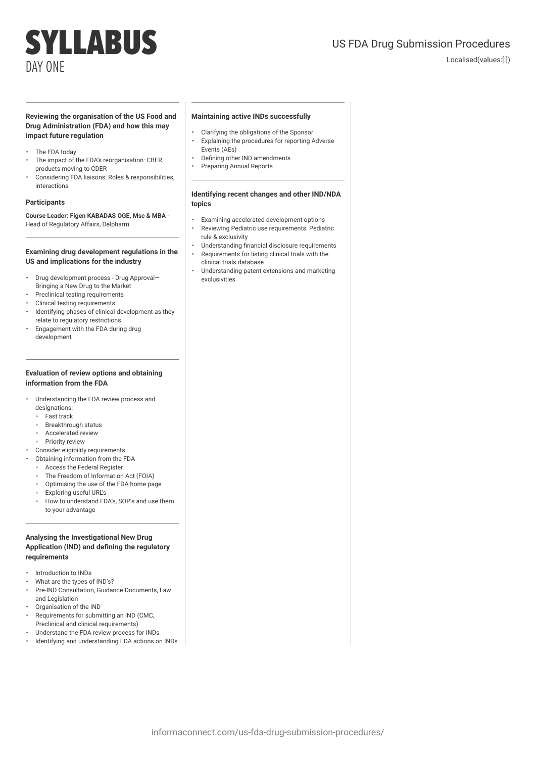# SYLLABUS
DAY ONE

US FDA Drug Submission Procedures

Localised(values:[:])

**Reviewing the organisation of the US Food and Drug Administration (FDA) and how this may impact future regulation**

- The FDA today
- The impact of the FDA's reorganisation: CBER products moving to CDER
- Considering FDA liaisons: Roles & responsibilities, interactions

**Participants**

**Course Leader: Figen KABADAS OGE, Msc & MBA** - Head of Regulatory Affairs, Delpharm

**Examining drug development regulations in the US and implications for the industry**

- Drug development process - Drug Approval—Bringing a New Drug to the Market
- Preclinical testing requirements
- Clinical testing requirements
- Identifying phases of clinical development as they relate to regulatory restrictions
- Engagement with the FDA during drug development

**Evaluation of review options and obtaining information from the FDA**

- Understanding the FDA review process and designations:
  - Fast track
  - Breakthrough status
  - Accelerated review
  - Priority review
- Consider eligibility requirements
- Obtaining information from the FDA
  - Access the Federal Register
  - The Freedom of Information Act (FOIA)
  - Optimising the use of the FDA home page
  - Exploring useful URL's
  - How to understand FDA's, SOP's and use them to your advantage

**Analysing the Investigational New Drug Application (IND) and defining the regulatory requirements**

- Introduction to INDs
- What are the types of IND's?
- Pre-IND Consultation, Guidance Documents, Law and Legislation
- Organisation of the IND
- Requirements for submitting an IND (CMC, Preclinical and clinical requirements)
- Understand the FDA review process for INDs
- Identifying and understanding FDA actions on INDs

**Maintaining active INDs successfully**

- Clarifying the obligations of the Sponsor
- Explaining the procedures for reporting Adverse Events (AEs)
- Defining other IND amendments
- Preparing Annual Reports

**Identifying recent changes and other IND/NDA topics**

- Examining accelerated development options
- Reviewing Pediatric use requirements: Pediatric rule & exclusivity
- Understanding financial disclosure requirements
- Requirements for listing clinical trials with the clinical trials database
- Understanding patent extensions and marketing exclusivities

informaconnect.com/us-fda-drug-submission-procedures/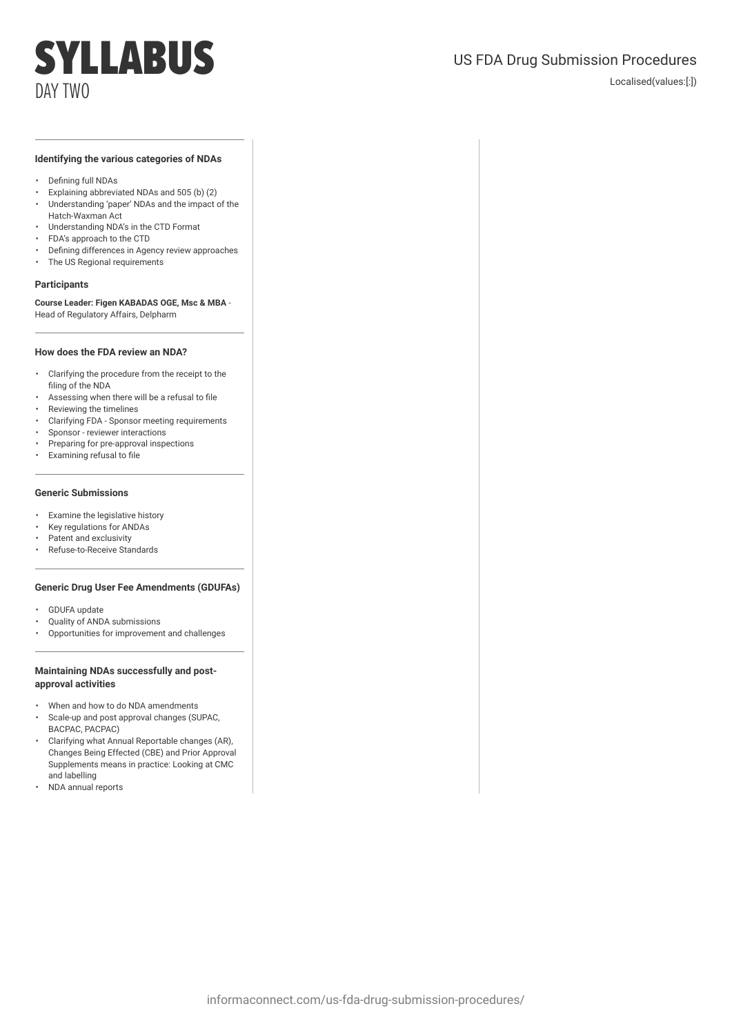# SYLLABUS
DAY TWO

US FDA Drug Submission Procedures

Localised(values:[:])

#### Identifying the various categories of NDAs

- Defining full NDAs
- Explaining abbreviated NDAs and 505 (b) (2)
- Understanding 'paper' NDAs and the impact of the Hatch-Waxman Act
- Understanding NDA's in the CTD Format
- FDA's approach to the CTD
- Defining differences in Agency review approaches
- The US Regional requirements

#### Participants

**Course Leader: Figen KABADAS OGE, Msc & MBA** - Head of Regulatory Affairs, Delpharm

#### How does the FDA review an NDA?

- Clarifying the procedure from the receipt to the filing of the NDA
- Assessing when there will be a refusal to file
- Reviewing the timelines
- Clarifying FDA - Sponsor meeting requirements
- Sponsor - reviewer interactions
- Preparing for pre-approval inspections
- Examining refusal to file

#### Generic Submissions

- Examine the legislative history
- Key regulations for ANDAs
- Patent and exclusivity
- Refuse-to-Receive Standards

#### Generic Drug User Fee Amendments (GDUFAs)

- GDUFA update
- Quality of ANDA submissions
- Opportunities for improvement and challenges

#### Maintaining NDAs successfully and post-approval activities

- When and how to do NDA amendments
- Scale-up and post approval changes (SUPAC, BACPAC, PACPAC)
- Clarifying what Annual Reportable changes (AR), Changes Being Effected (CBE) and Prior Approval Supplements means in practice: Looking at CMC and labelling
- NDA annual reports

informaconnect.com/us-fda-drug-submission-procedures/